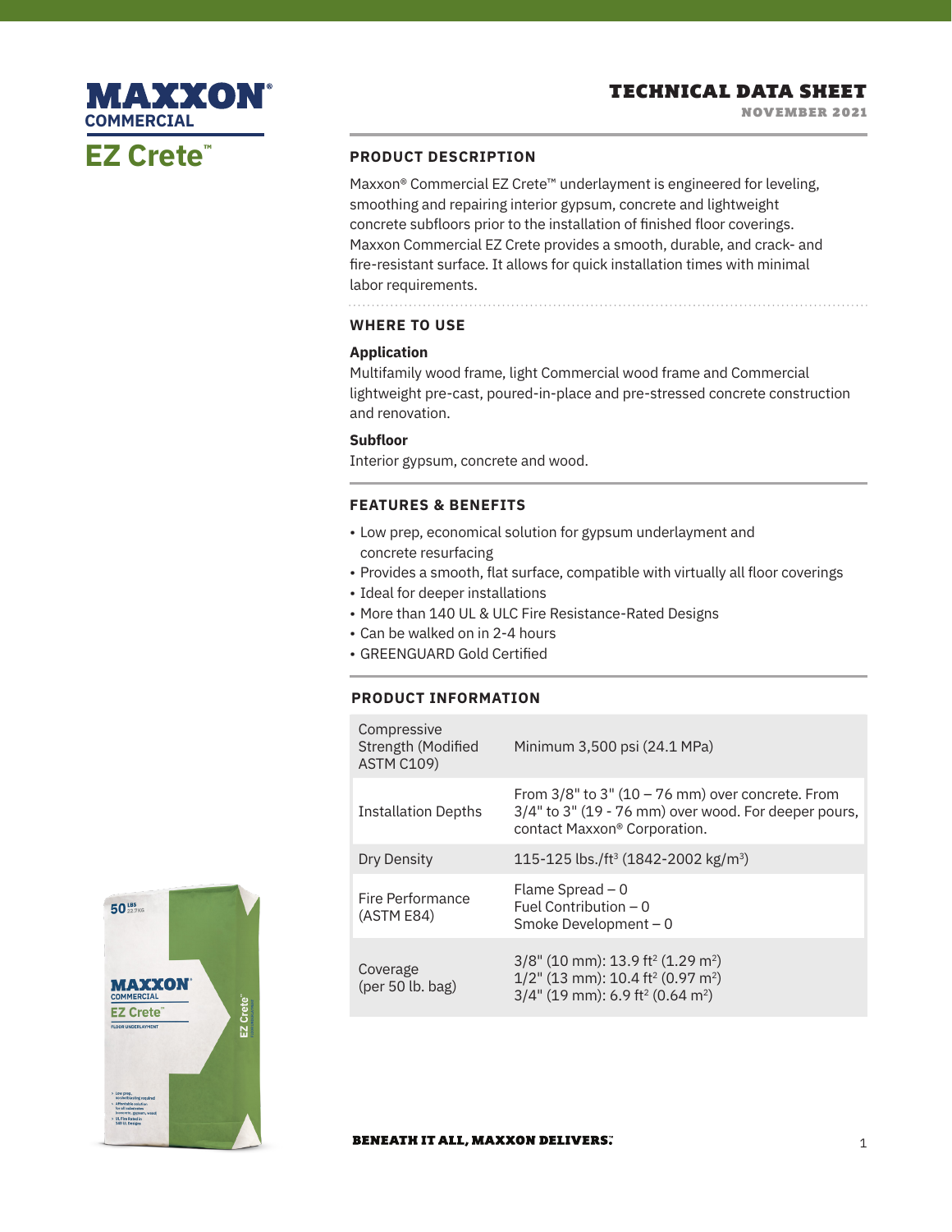# MAXXON® COMMERCIAL

# EZ Crete™

## TECHNICAL DATA SHEET

NOVEMBER 2021

### PRODUCT DESCRIPTION

Maxxon® Commercial EZ Crete™ underlayment is engineered for leveling, smoothing and repairing interior gypsum, concrete and lightweight concrete subfloors prior to the installation of finished floor coverings. Maxxon Commercial EZ Crete provides a smooth, durable, and crack- and fire-resistant surface. It allows for quick installation times with minimal labor requirements.

### WHERE TO USE

**Application**

Multifamily wood frame, light Commercial wood frame and Commercial lightweight pre-cast, poured-in-place and pre-stressed concrete construction and renovation.

**Subfloor**

Interior gypsum, concrete and wood.

### FEATURES & BENEFITS

- Low prep, economical solution for gypsum underlayment and concrete resurfacing
- Provides a smooth, flat surface, compatible with virtually all floor coverings
- Ideal for deeper installations
- More than 140 UL & ULC Fire Resistance-Rated Designs
- Can be walked on in 2-4 hours
- GREENGUARD Gold Certified

### PRODUCT INFORMATION

| | |
|---|---|
| Compressive Strength (Modified ASTM C109) | Minimum 3,500 psi (24.1 MPa) |
| Installation Depths | From 3/8" to 3" (10 – 76 mm) over concrete. From 3/4" to 3" (19 - 76 mm) over wood. For deeper pours, contact Maxxon® Corporation. |
| Dry Density | 115-125 lbs./ft³ (1842-2002 kg/m³) |
| Fire Performance (ASTM E84) | Flame Spread – 0<br>Fuel Contribution – 0<br>Smoke Development – 0 |
| Coverage (per 50 lb. bag) | 3/8" (10 mm): 13.9 ft² (1.29 m²)<br>1/2" (13 mm): 10.4 ft² (0.97 m²)<br>3/4" (19 mm): 6.9 ft² (0.64 m²) |

BENEATH IT ALL, MAXXON DELIVERS.®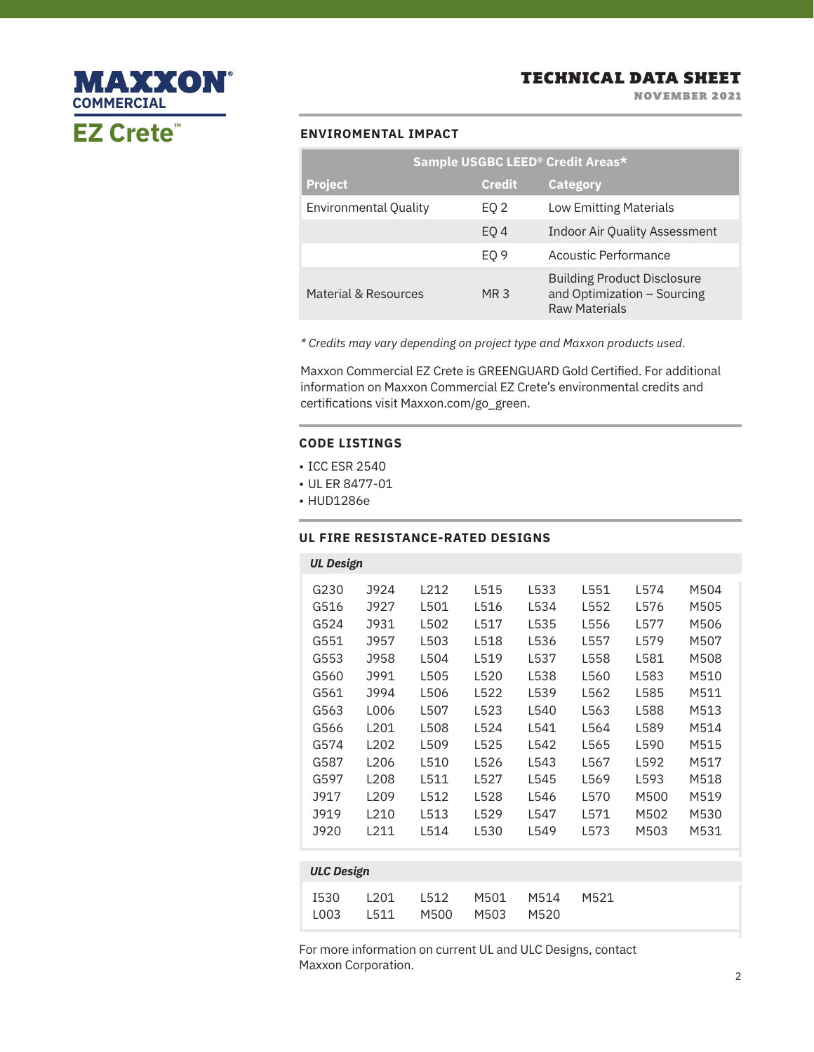MAXXON® COMMERCIAL

EZ Crete™

# TECHNICAL DATA SHEET

NOVEMBER 2021

## ENVIROMENTAL IMPACT

| Sample USGBC LEED® Credit Areas* | | |
|---|---|---|
| **Project** | **Credit** | **Category** |
| Environmental Quality | EQ 2 | Low Emitting Materials |
| | EQ 4 | Indoor Air Quality Assessment |
| | EQ 9 | Acoustic Performance |
| Material & Resources | MR 3 | Building Product Disclosure and Optimization – Sourcing Raw Materials |

*\* Credits may vary depending on project type and Maxxon products used.*

Maxxon Commercial EZ Crete is GREENGUARD Gold Certified. For additional information on Maxxon Commercial EZ Crete's environmental credits and certifications visit Maxxon.com/go_green.

## CODE LISTINGS

- ICC ESR 2540
- UL ER 8477-01
- HUD1286e

## UL FIRE RESISTANCE-RATED DESIGNS

***UL Design***

| | | | | | | | |
|---|---|---|---|---|---|---|---|
| G230 | J924 | L212 | L515 | L533 | L551 | L574 | M504 |
| G516 | J927 | L501 | L516 | L534 | L552 | L576 | M505 |
| G524 | J931 | L502 | L517 | L535 | L556 | L577 | M506 |
| G551 | J957 | L503 | L518 | L536 | L557 | L579 | M507 |
| G553 | J958 | L504 | L519 | L537 | L558 | L581 | M508 |
| G560 | J991 | L505 | L520 | L538 | L560 | L583 | M510 |
| G561 | J994 | L506 | L522 | L539 | L562 | L585 | M511 |
| G563 | L006 | L507 | L523 | L540 | L563 | L588 | M513 |
| G566 | L201 | L508 | L524 | L541 | L564 | L589 | M514 |
| G574 | L202 | L509 | L525 | L542 | L565 | L590 | M515 |
| G587 | L206 | L510 | L526 | L543 | L567 | L592 | M517 |
| G597 | L208 | L511 | L527 | L545 | L569 | L593 | M518 |
| J917 | L209 | L512 | L528 | L546 | L570 | M500 | M519 |
| J919 | L210 | L513 | L529 | L547 | L571 | M502 | M530 |
| J920 | L211 | L514 | L530 | L549 | L573 | M503 | M531 |

***ULC Design***

| | | | | | |
|---|---|---|---|---|---|
| I530 | L201 | L512 | M501 | M514 | M521 |
| L003 | L511 | M500 | M503 | M520 | |

For more information on current UL and ULC Designs, contact Maxxon Corporation.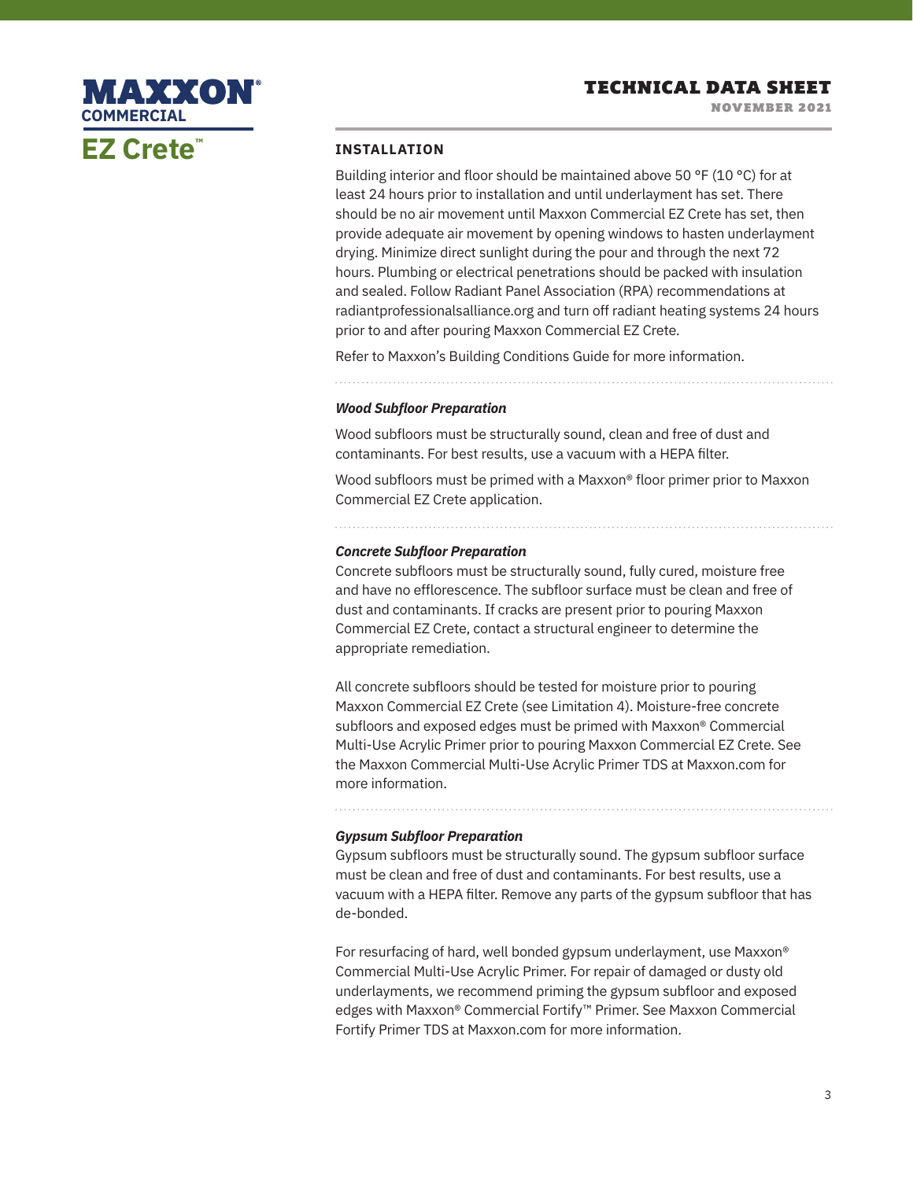## INSTALLATION

Building interior and floor should be maintained above 50 °F (10 °C) for at least 24 hours prior to installation and until underlayment has set. There should be no air movement until Maxxon Commercial EZ Crete has set, then provide adequate air movement by opening windows to hasten underlayment drying. Minimize direct sunlight during the pour and through the next 72 hours. Plumbing or electrical penetrations should be packed with insulation and sealed. Follow Radiant Panel Association (RPA) recommendations at radiantprofessionalsalliance.org and turn off radiant heating systems 24 hours prior to and after pouring Maxxon Commercial EZ Crete.

Refer to Maxxon's Building Conditions Guide for more information.

### *Wood Subfloor Preparation*

Wood subfloors must be structurally sound, clean and free of dust and contaminants. For best results, use a vacuum with a HEPA filter.

Wood subfloors must be primed with a Maxxon® floor primer prior to Maxxon Commercial EZ Crete application.

### *Concrete Subfloor Preparation*

Concrete subfloors must be structurally sound, fully cured, moisture free and have no efflorescence. The subfloor surface must be clean and free of dust and contaminants. If cracks are present prior to pouring Maxxon Commercial EZ Crete, contact a structural engineer to determine the appropriate remediation.

All concrete subfloors should be tested for moisture prior to pouring Maxxon Commercial EZ Crete (see Limitation 4). Moisture-free concrete subfloors and exposed edges must be primed with Maxxon® Commercial Multi-Use Acrylic Primer prior to pouring Maxxon Commercial EZ Crete. See the Maxxon Commercial Multi-Use Acrylic Primer TDS at Maxxon.com for more information.

### *Gypsum Subfloor Preparation*

Gypsum subfloors must be structurally sound. The gypsum subfloor surface must be clean and free of dust and contaminants. For best results, use a vacuum with a HEPA filter. Remove any parts of the gypsum subfloor that has de-bonded.

For resurfacing of hard, well bonded gypsum underlayment, use Maxxon® Commercial Multi-Use Acrylic Primer. For repair of damaged or dusty old underlayments, we recommend priming the gypsum subfloor and exposed edges with Maxxon® Commercial Fortify™ Primer. See Maxxon Commercial Fortify Primer TDS at Maxxon.com for more information.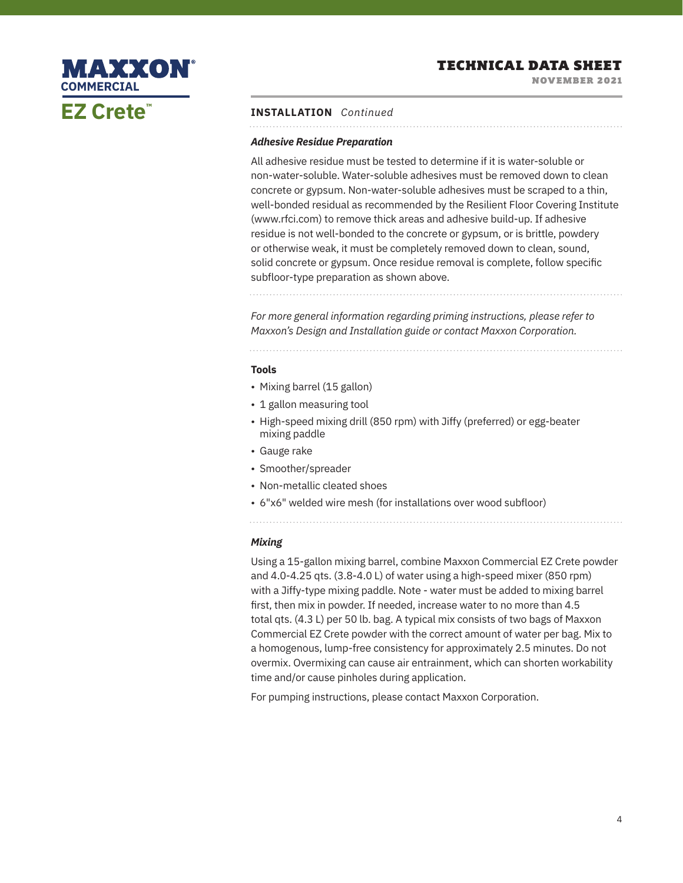## INSTALLATION *Continued*

### *Adhesive Residue Preparation*

All adhesive residue must be tested to determine if it is water-soluble or non-water-soluble. Water-soluble adhesives must be removed down to clean concrete or gypsum. Non-water-soluble adhesives must be scraped to a thin, well-bonded residual as recommended by the Resilient Floor Covering Institute (www.rfci.com) to remove thick areas and adhesive build-up. If adhesive residue is not well-bonded to the concrete or gypsum, or is brittle, powdery or otherwise weak, it must be completely removed down to clean, sound, solid concrete or gypsum. Once residue removal is complete, follow specific subfloor-type preparation as shown above.

*For more general information regarding priming instructions, please refer to Maxxon's Design and Installation guide or contact Maxxon Corporation.*

### Tools

- Mixing barrel (15 gallon)
- 1 gallon measuring tool
- High-speed mixing drill (850 rpm) with Jiffy (preferred) or egg-beater mixing paddle
- Gauge rake
- Smoother/spreader
- Non-metallic cleated shoes
- 6"x6" welded wire mesh (for installations over wood subfloor)

### *Mixing*

Using a 15-gallon mixing barrel, combine Maxxon Commercial EZ Crete powder and 4.0-4.25 qts. (3.8-4.0 L) of water using a high-speed mixer (850 rpm) with a Jiffy-type mixing paddle. Note - water must be added to mixing barrel first, then mix in powder. If needed, increase water to no more than 4.5 total qts. (4.3 L) per 50 lb. bag. A typical mix consists of two bags of Maxxon Commercial EZ Crete powder with the correct amount of water per bag. Mix to a homogenous, lump-free consistency for approximately 2.5 minutes. Do not overmix. Overmixing can cause air entrainment, which can shorten workability time and/or cause pinholes during application.

For pumping instructions, please contact Maxxon Corporation.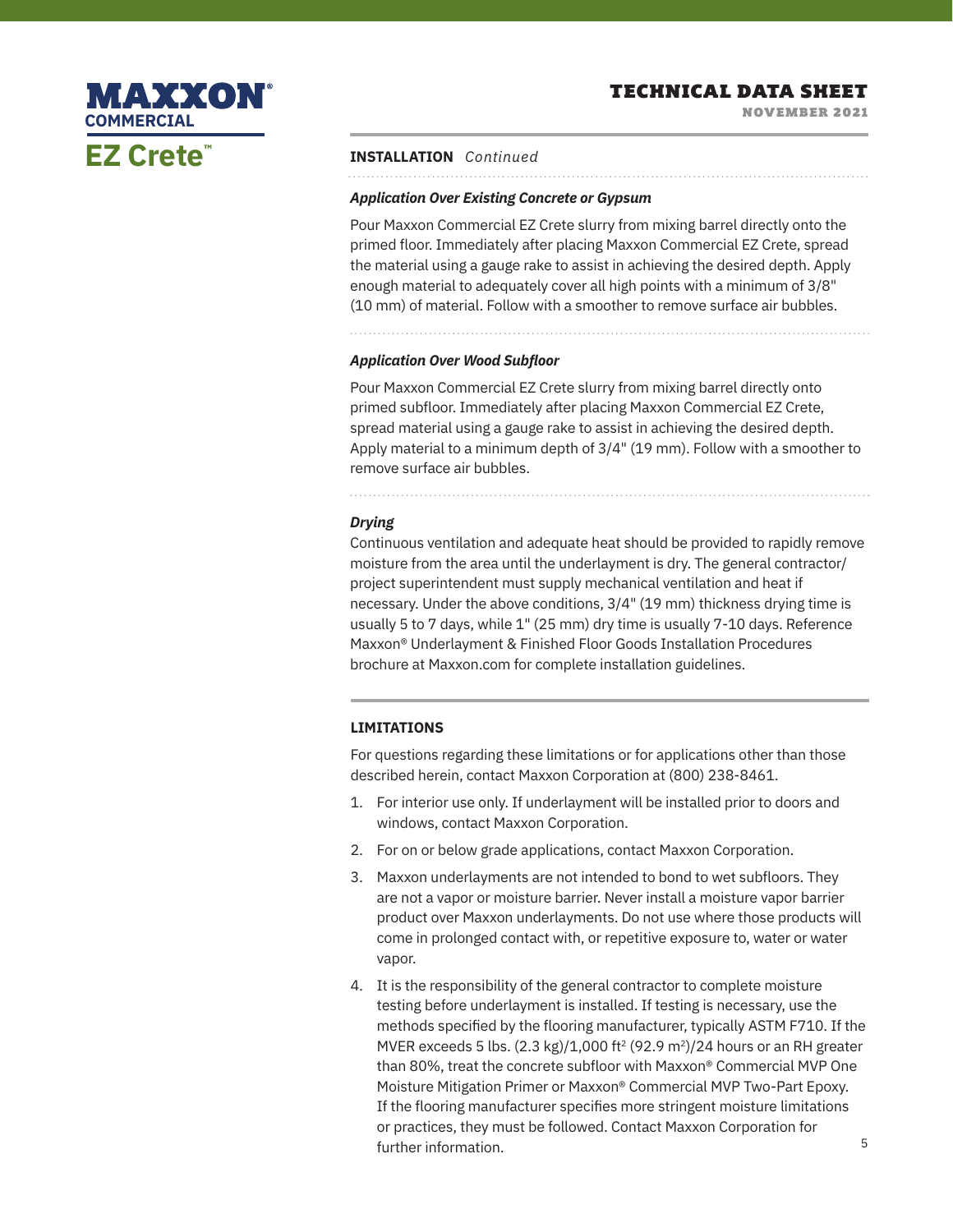## INSTALLATION *Continued*

### *Application Over Existing Concrete or Gypsum*

Pour Maxxon Commercial EZ Crete slurry from mixing barrel directly onto the primed floor. Immediately after placing Maxxon Commercial EZ Crete, spread the material using a gauge rake to assist in achieving the desired depth. Apply enough material to adequately cover all high points with a minimum of 3/8" (10 mm) of material. Follow with a smoother to remove surface air bubbles.

### *Application Over Wood Subfloor*

Pour Maxxon Commercial EZ Crete slurry from mixing barrel directly onto primed subfloor. Immediately after placing Maxxon Commercial EZ Crete, spread material using a gauge rake to assist in achieving the desired depth. Apply material to a minimum depth of 3/4" (19 mm). Follow with a smoother to remove surface air bubbles.

### *Drying*

Continuous ventilation and adequate heat should be provided to rapidly remove moisture from the area until the underlayment is dry. The general contractor/ project superintendent must supply mechanical ventilation and heat if necessary. Under the above conditions, 3/4" (19 mm) thickness drying time is usually 5 to 7 days, while 1" (25 mm) dry time is usually 7-10 days. Reference Maxxon® Underlayment & Finished Floor Goods Installation Procedures brochure at Maxxon.com for complete installation guidelines.

## LIMITATIONS

For questions regarding these limitations or for applications other than those described herein, contact Maxxon Corporation at (800) 238-8461.

1. For interior use only. If underlayment will be installed prior to doors and windows, contact Maxxon Corporation.
2. For on or below grade applications, contact Maxxon Corporation.
3. Maxxon underlayments are not intended to bond to wet subfloors. They are not a vapor or moisture barrier. Never install a moisture vapor barrier product over Maxxon underlayments. Do not use where those products will come in prolonged contact with, or repetitive exposure to, water or water vapor.
4. It is the responsibility of the general contractor to complete moisture testing before underlayment is installed. If testing is necessary, use the methods specified by the flooring manufacturer, typically ASTM F710. If the MVER exceeds 5 lbs. (2.3 kg)/1,000 $ft^2$ (92.9 $m^2$)/24 hours or an RH greater than 80%, treat the concrete subfloor with Maxxon® Commercial MVP One Moisture Mitigation Primer or Maxxon® Commercial MVP Two-Part Epoxy. If the flooring manufacturer specifies more stringent moisture limitations or practices, they must be followed. Contact Maxxon Corporation for further information.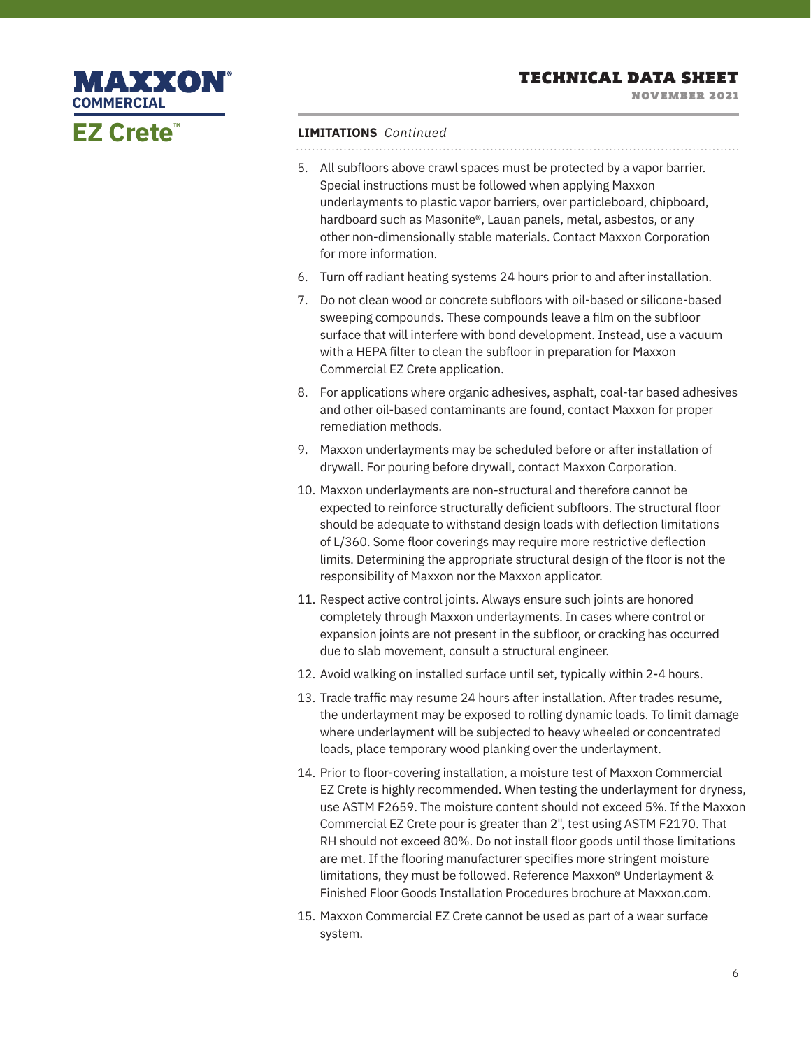**LIMITATIONS** *Continued*

5. All subfloors above crawl spaces must be protected by a vapor barrier. Special instructions must be followed when applying Maxxon underlayments to plastic vapor barriers, over particleboard, chipboard, hardboard such as Masonite®, Lauan panels, metal, asbestos, or any other non-dimensionally stable materials. Contact Maxxon Corporation for more information.
6. Turn off radiant heating systems 24 hours prior to and after installation.
7. Do not clean wood or concrete subfloors with oil-based or silicone-based sweeping compounds. These compounds leave a film on the subfloor surface that will interfere with bond development. Instead, use a vacuum with a HEPA filter to clean the subfloor in preparation for Maxxon Commercial EZ Crete application.
8. For applications where organic adhesives, asphalt, coal-tar based adhesives and other oil-based contaminants are found, contact Maxxon for proper remediation methods.
9. Maxxon underlayments may be scheduled before or after installation of drywall. For pouring before drywall, contact Maxxon Corporation.
10. Maxxon underlayments are non-structural and therefore cannot be expected to reinforce structurally deficient subfloors. The structural floor should be adequate to withstand design loads with deflection limitations of L/360. Some floor coverings may require more restrictive deflection limits. Determining the appropriate structural design of the floor is not the responsibility of Maxxon nor the Maxxon applicator.
11. Respect active control joints. Always ensure such joints are honored completely through Maxxon underlayments. In cases where control or expansion joints are not present in the subfloor, or cracking has occurred due to slab movement, consult a structural engineer.
12. Avoid walking on installed surface until set, typically within 2-4 hours.
13. Trade traffic may resume 24 hours after installation. After trades resume, the underlayment may be exposed to rolling dynamic loads. To limit damage where underlayment will be subjected to heavy wheeled or concentrated loads, place temporary wood planking over the underlayment.
14. Prior to floor-covering installation, a moisture test of Maxxon Commercial EZ Crete is highly recommended. When testing the underlayment for dryness, use ASTM F2659. The moisture content should not exceed 5%. If the Maxxon Commercial EZ Crete pour is greater than 2", test using ASTM F2170. That RH should not exceed 80%. Do not install floor goods until those limitations are met. If the flooring manufacturer specifies more stringent moisture limitations, they must be followed. Reference Maxxon® Underlayment & Finished Floor Goods Installation Procedures brochure at Maxxon.com.
15. Maxxon Commercial EZ Crete cannot be used as part of a wear surface system.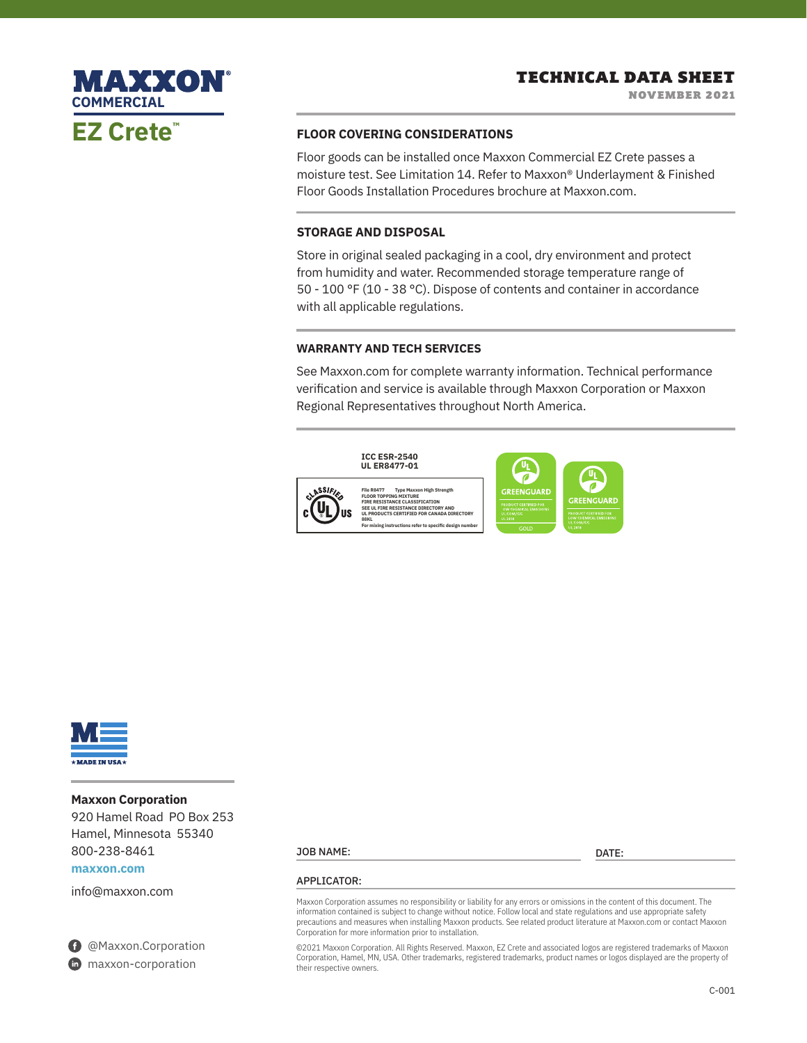# MAXXON COMMERCIAL

## EZ Crete™

**TECHNICAL DATA SHEET**
**NOVEMBER 2021**

### FLOOR COVERING CONSIDERATIONS

Floor goods can be installed once Maxxon Commercial EZ Crete passes a moisture test. See Limitation 14. Refer to Maxxon® Underlayment & Finished Floor Goods Installation Procedures brochure at Maxxon.com.

### STORAGE AND DISPOSAL

Store in original sealed packaging in a cool, dry environment and protect from humidity and water. Recommended storage temperature range of 50 - 100 °F (10 - 38 °C). Dispose of contents and container in accordance with all applicable regulations.

### WARRANTY AND TECH SERVICES

See Maxxon.com for complete warranty information. Technical performance verification and service is available through Maxxon Corporation or Maxxon Regional Representatives throughout North America.

**ICC ESR-2540**
**UL ER8477-01**

CLASSIFIED c UL US

File R8477 Type Maxxon High Strength
FLOOR TOPPING MIXTURE
FIRE RESISTANCE CLASSIFICATION
SEE UL FIRE RESISTANCE DIRECTORY AND
UL PRODUCTS CERTIFIED FOR CANADA DIRECTORY
88KL
For mixing instructions refer to specific design number

GREENGUARD GOLD — PRODUCT CERTIFIED FOR LOW CHEMICAL EMISSIONS UL.COM/GG UL 2818

GREENGUARD — PRODUCT CERTIFIED FOR LOW CHEMICAL EMISSIONS UL.COM/GG UL 2818

★MADE IN USA★

**Maxxon Corporation**
920 Hamel Road PO Box 253
Hamel, Minnesota 55340
800-238-8461
**maxxon.com**
info@maxxon.com

@Maxxon.Corporation
maxxon-corporation

JOB NAME: DATE:

APPLICATOR:

Maxxon Corporation assumes no responsibility or liability for any errors or omissions in the content of this document. The information contained is subject to change without notice. Follow local and state regulations and use appropriate safety precautions and measures when installing Maxxon products. See related product literature at Maxxon.com or contact Maxxon Corporation for more information prior to installation.

©2021 Maxxon Corporation. All Rights Reserved. Maxxon, EZ Crete and associated logos are registered trademarks of Maxxon Corporation, Hamel, MN, USA. Other trademarks, registered trademarks, product names or logos displayed are the property of their respective owners.

C-001